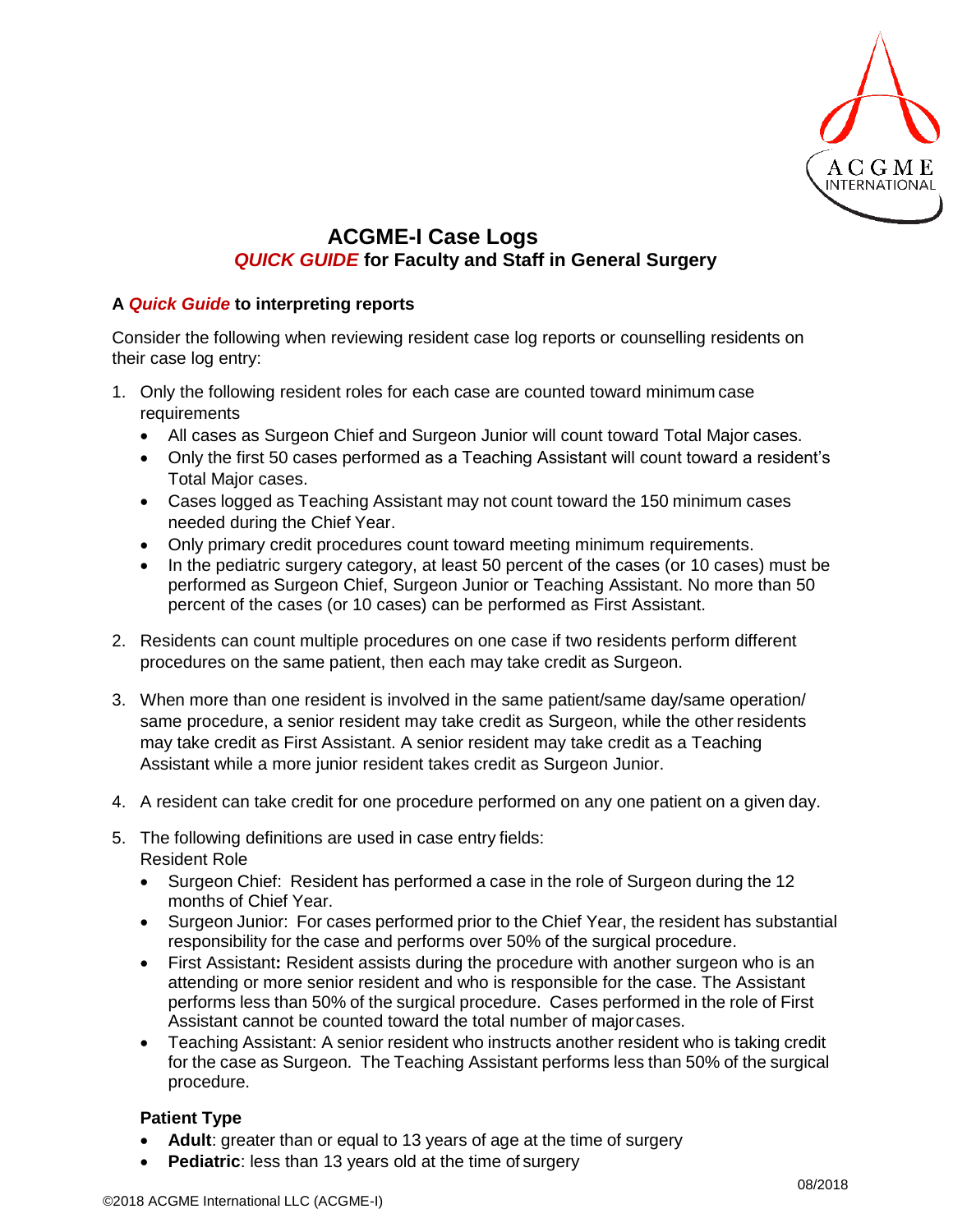# ACGME-I Case Logs

## *QUICK GUIDE* for Faculty and Staff in General Surgery

### A *Quick Guide* to interpreting reports

Consider the following when reviewing resident case log reports or counselling residents on their case log entry:

1. Only the following resident roles for each case are counted toward minimum case requirements
   - All cases as Surgeon Chief and Surgeon Junior will count toward Total Major cases.
   - Only the first 50 cases performed as a Teaching Assistant will count toward a resident's Total Major cases.
   - Cases logged as Teaching Assistant may not count toward the 150 minimum cases needed during the Chief Year.
   - Only primary credit procedures count toward meeting minimum requirements.
   - In the pediatric surgery category, at least 50 percent of the cases (or 10 cases) must be performed as Surgeon Chief, Surgeon Junior or Teaching Assistant. No more than 50 percent of the cases (or 10 cases) can be performed as First Assistant.

2. Residents can count multiple procedures on one case if two residents perform different procedures on the same patient, then each may take credit as Surgeon.

3. When more than one resident is involved in the same patient/same day/same operation/ same procedure, a senior resident may take credit as Surgeon, while the other residents may take credit as First Assistant. A senior resident may take credit as a Teaching Assistant while a more junior resident takes credit as Surgeon Junior.

4. A resident can take credit for one procedure performed on any one patient on a given day.

5. The following definitions are used in case entry fields:
   Resident Role
   - Surgeon Chief: Resident has performed a case in the role of Surgeon during the 12 months of Chief Year.
   - Surgeon Junior: For cases performed prior to the Chief Year, the resident has substantial responsibility for the case and performs over 50% of the surgical procedure.
   - First Assistant**:** Resident assists during the procedure with another surgeon who is an attending or more senior resident and who is responsible for the case. The Assistant performs less than 50% of the surgical procedure. Cases performed in the role of First Assistant cannot be counted toward the total number of major cases.
   - Teaching Assistant: A senior resident who instructs another resident who is taking credit for the case as Surgeon. The Teaching Assistant performs less than 50% of the surgical procedure.

   **Patient Type**
   - **Adult**: greater than or equal to 13 years of age at the time of surgery
   - **Pediatric**: less than 13 years old at the time of surgery

08/2018

©2018 ACGME International LLC (ACGME-I)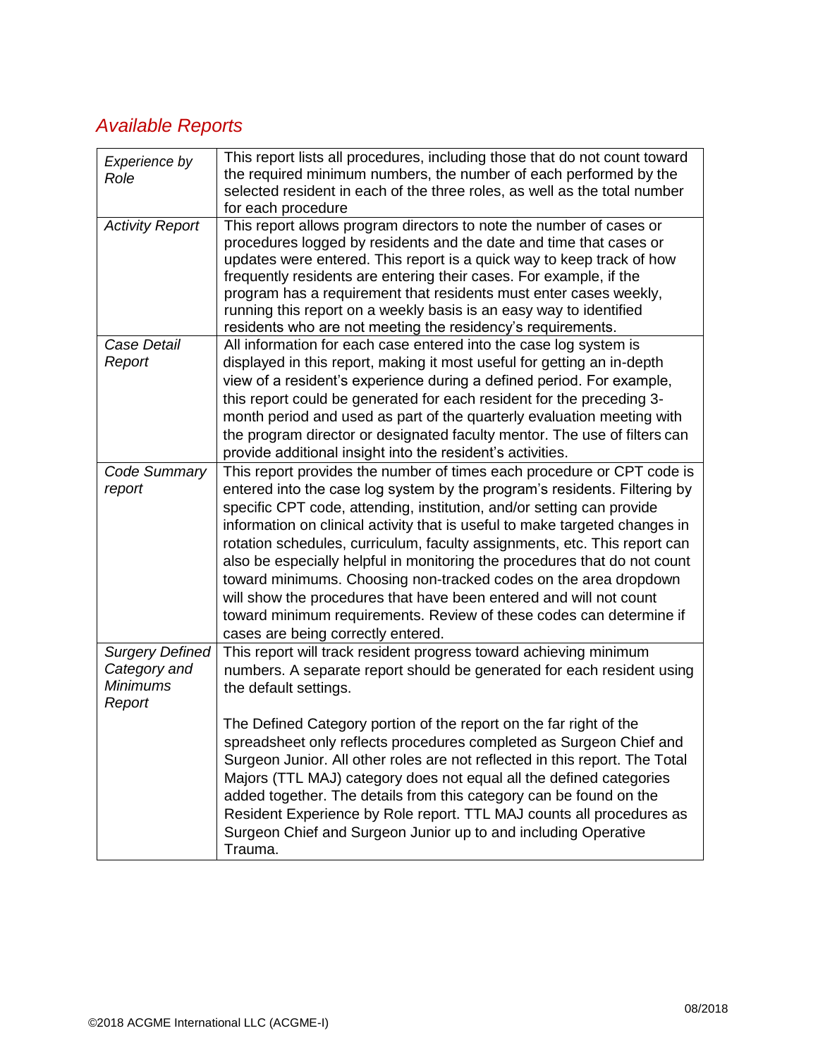## *Available Reports*

| | |
|---|---|
| *Experience by Role* | This report lists all procedures, including those that do not count toward the required minimum numbers, the number of each performed by the selected resident in each of the three roles, as well as the total number for each procedure |
| *Activity Report* | This report allows program directors to note the number of cases or procedures logged by residents and the date and time that cases or updates were entered. This report is a quick way to keep track of how frequently residents are entering their cases. For example, if the program has a requirement that residents must enter cases weekly, running this report on a weekly basis is an easy way to identified residents who are not meeting the residency's requirements. |
| *Case Detail Report* | All information for each case entered into the case log system is displayed in this report, making it most useful for getting an in-depth view of a resident's experience during a defined period. For example, this report could be generated for each resident for the preceding 3-month period and used as part of the quarterly evaluation meeting with the program director or designated faculty mentor. The use of filters can provide additional insight into the resident's activities. |
| *Code Summary report* | This report provides the number of times each procedure or CPT code is entered into the case log system by the program's residents. Filtering by specific CPT code, attending, institution, and/or setting can provide information on clinical activity that is useful to make targeted changes in rotation schedules, curriculum, faculty assignments, etc. This report can also be especially helpful in monitoring the procedures that do not count toward minimums. Choosing non-tracked codes on the area dropdown will show the procedures that have been entered and will not count toward minimum requirements. Review of these codes can determine if cases are being correctly entered. |
| *Surgery Defined Category and Minimums Report* | This report will track resident progress toward achieving minimum numbers. A separate report should be generated for each resident using the default settings.<br><br>The Defined Category portion of the report on the far right of the spreadsheet only reflects procedures completed as Surgeon Chief and Surgeon Junior. All other roles are not reflected in this report. The Total Majors (TTL MAJ) category does not equal all the defined categories added together. The details from this category can be found on the Resident Experience by Role report. TTL MAJ counts all procedures as Surgeon Chief and Surgeon Junior up to and including Operative Trauma. |

©2018 ACGME International LLC (ACGME-I)

08/2018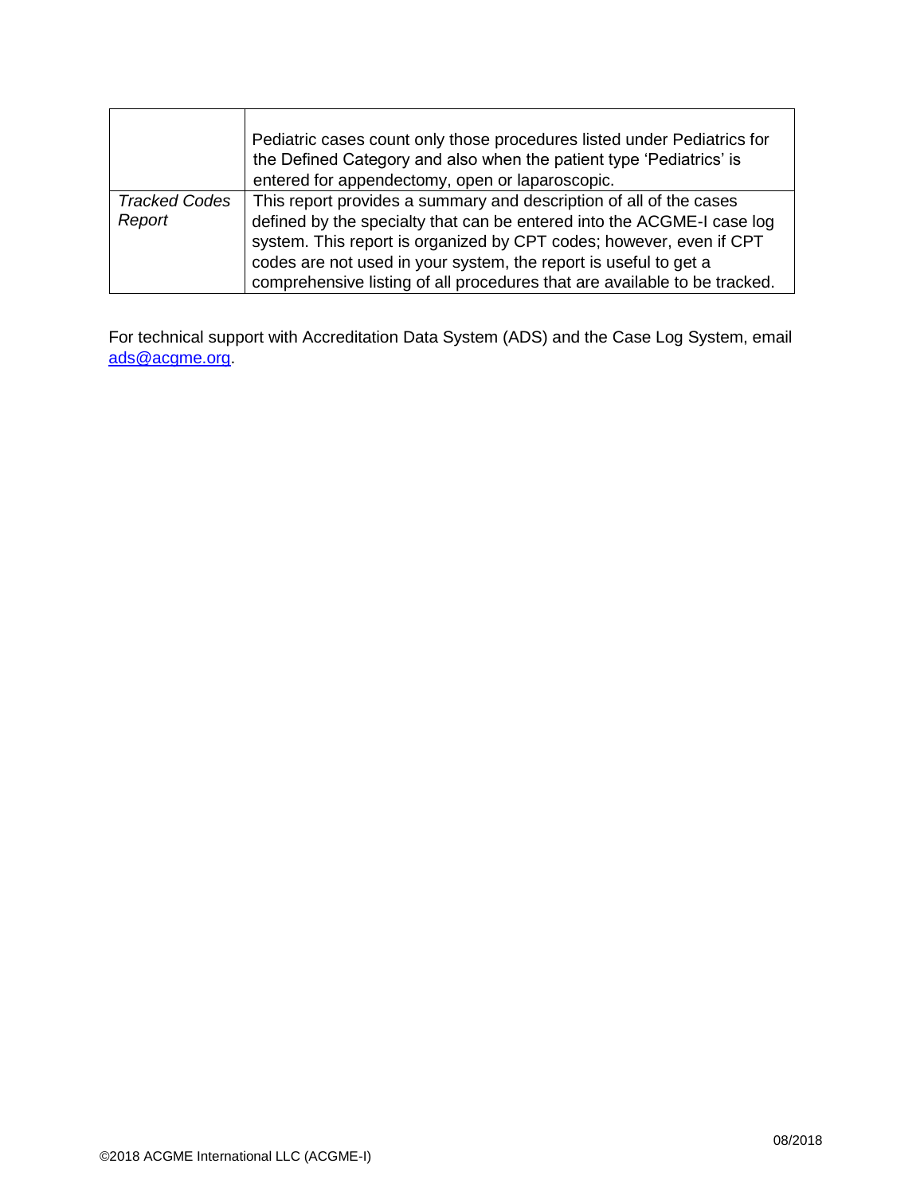| | |
|---|---|
| | Pediatric cases count only those procedures listed under Pediatrics for the Defined Category and also when the patient type 'Pediatrics' is entered for appendectomy, open or laparoscopic. |
| *Tracked Codes Report* | This report provides a summary and description of all of the cases defined by the specialty that can be entered into the ACGME-I case log system. This report is organized by CPT codes; however, even if CPT codes are not used in your system, the report is useful to get a comprehensive listing of all procedures that are available to be tracked. |

For technical support with Accreditation Data System (ADS) and the Case Log System, email [ads@acgme.org](mailto:ads@acgme.org).

08/2018

©2018 ACGME International LLC (ACGME-I)